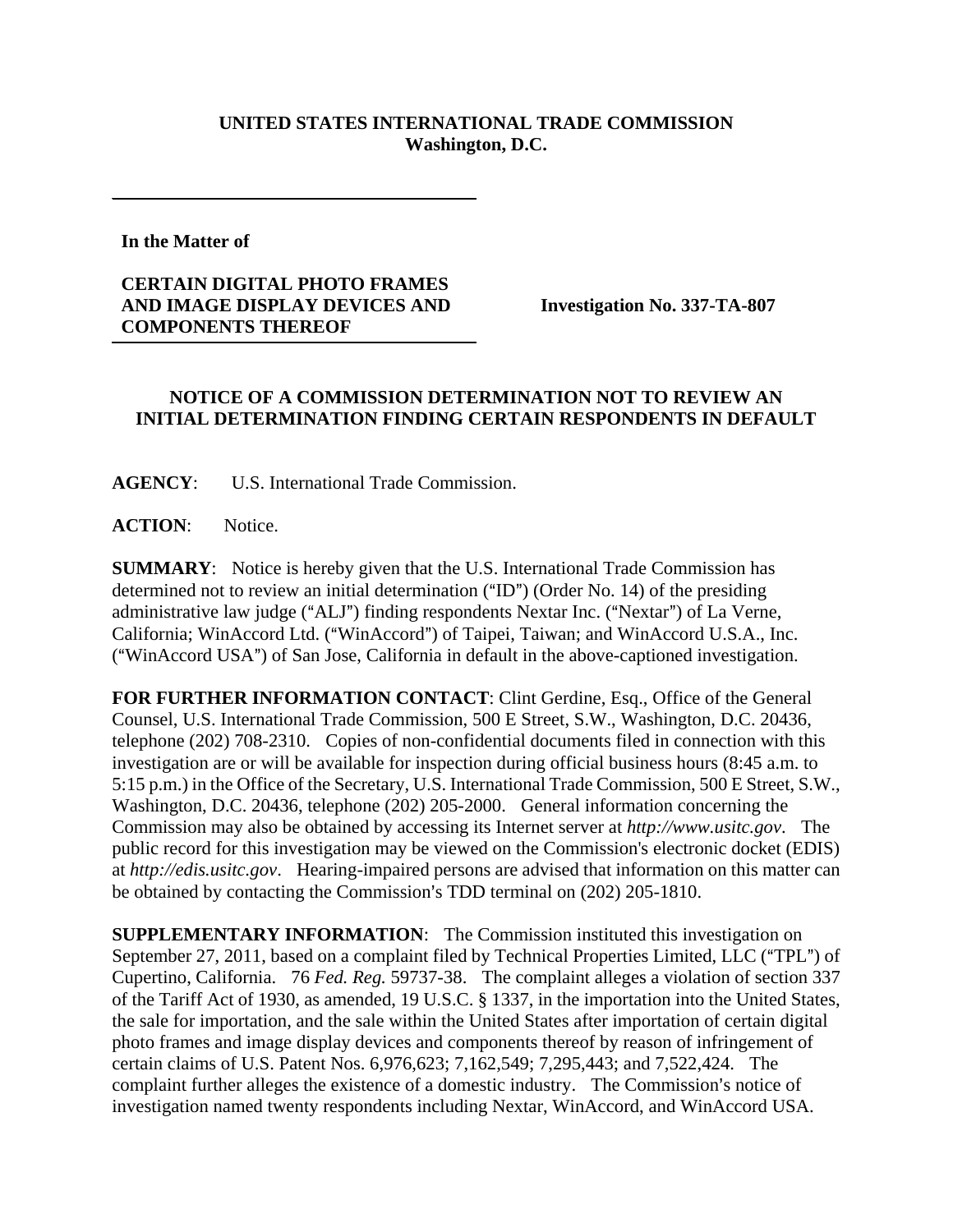**UNITED STATES INTERNATIONAL TRADE COMMISSION**
**Washington, D.C.**

**In the Matter of**

**CERTAIN DIGITAL PHOTO FRAMES AND IMAGE DISPLAY DEVICES AND COMPONENTS THEREOF**

**Investigation No. 337-TA-807**

**NOTICE OF A COMMISSION DETERMINATION NOT TO REVIEW AN INITIAL DETERMINATION FINDING CERTAIN RESPONDENTS IN DEFAULT**

**AGENCY**: U.S. International Trade Commission.

**ACTION**: Notice.

**SUMMARY**: Notice is hereby given that the U.S. International Trade Commission has determined not to review an initial determination ("ID") (Order No. 14) of the presiding administrative law judge ("ALJ") finding respondents Nextar Inc. ("Nextar") of La Verne, California; WinAccord Ltd. ("WinAccord") of Taipei, Taiwan; and WinAccord U.S.A., Inc. ("WinAccord USA") of San Jose, California in default in the above-captioned investigation.

**FOR FURTHER INFORMATION CONTACT**: Clint Gerdine, Esq., Office of the General Counsel, U.S. International Trade Commission, 500 E Street, S.W., Washington, D.C. 20436, telephone (202) 708-2310. Copies of non-confidential documents filed in connection with this investigation are or will be available for inspection during official business hours (8:45 a.m. to 5:15 p.m.) in the Office of the Secretary, U.S. International Trade Commission, 500 E Street, S.W., Washington, D.C. 20436, telephone (202) 205-2000. General information concerning the Commission may also be obtained by accessing its Internet server at *http://www.usitc.gov*. The public record for this investigation may be viewed on the Commission's electronic docket (EDIS) at *http://edis.usitc.gov*. Hearing-impaired persons are advised that information on this matter can be obtained by contacting the Commission's TDD terminal on (202) 205-1810.

**SUPPLEMENTARY INFORMATION**: The Commission instituted this investigation on September 27, 2011, based on a complaint filed by Technical Properties Limited, LLC ("TPL") of Cupertino, California. 76 *Fed. Reg.* 59737-38. The complaint alleges a violation of section 337 of the Tariff Act of 1930, as amended, 19 U.S.C. § 1337, in the importation into the United States, the sale for importation, and the sale within the United States after importation of certain digital photo frames and image display devices and components thereof by reason of infringement of certain claims of U.S. Patent Nos. 6,976,623; 7,162,549; 7,295,443; and 7,522,424. The complaint further alleges the existence of a domestic industry. The Commission's notice of investigation named twenty respondents including Nextar, WinAccord, and WinAccord USA.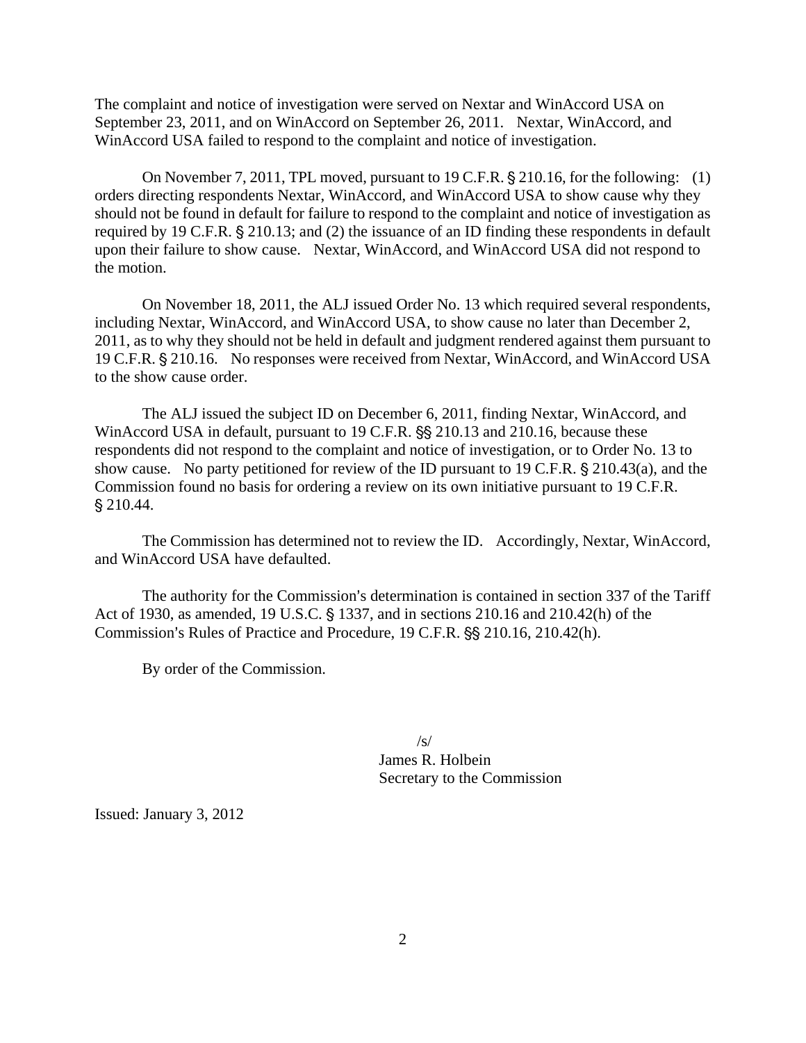The complaint and notice of investigation were served on Nextar and WinAccord USA on September 23, 2011, and on WinAccord on September 26, 2011. Nextar, WinAccord, and WinAccord USA failed to respond to the complaint and notice of investigation.

On November 7, 2011, TPL moved, pursuant to 19 C.F.R. § 210.16, for the following: (1) orders directing respondents Nextar, WinAccord, and WinAccord USA to show cause why they should not be found in default for failure to respond to the complaint and notice of investigation as required by 19 C.F.R. § 210.13; and (2) the issuance of an ID finding these respondents in default upon their failure to show cause. Nextar, WinAccord, and WinAccord USA did not respond to the motion.

On November 18, 2011, the ALJ issued Order No. 13 which required several respondents, including Nextar, WinAccord, and WinAccord USA, to show cause no later than December 2, 2011, as to why they should not be held in default and judgment rendered against them pursuant to 19 C.F.R. § 210.16. No responses were received from Nextar, WinAccord, and WinAccord USA to the show cause order.

The ALJ issued the subject ID on December 6, 2011, finding Nextar, WinAccord, and WinAccord USA in default, pursuant to 19 C.F.R. §§ 210.13 and 210.16, because these respondents did not respond to the complaint and notice of investigation, or to Order No. 13 to show cause. No party petitioned for review of the ID pursuant to 19 C.F.R. § 210.43(a), and the Commission found no basis for ordering a review on its own initiative pursuant to 19 C.F.R. § 210.44.

The Commission has determined not to review the ID. Accordingly, Nextar, WinAccord, and WinAccord USA have defaulted.

The authority for the Commission's determination is contained in section 337 of the Tariff Act of 1930, as amended, 19 U.S.C. § 1337, and in sections 210.16 and 210.42(h) of the Commission's Rules of Practice and Procedure, 19 C.F.R. §§ 210.16, 210.42(h).

By order of the Commission.

/s/
James R. Holbein
Secretary to the Commission

Issued: January 3, 2012